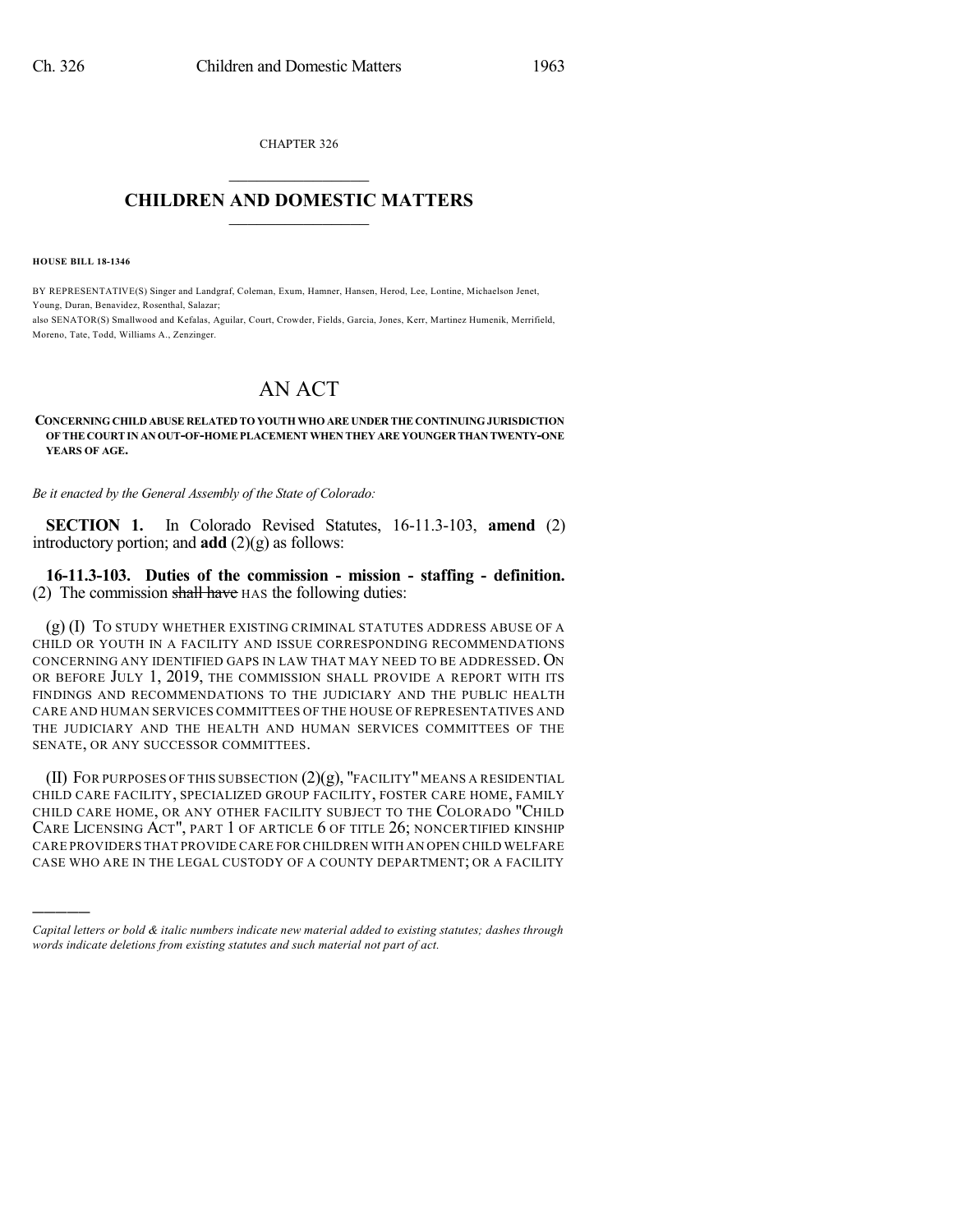CHAPTER 326

## CHILDREN AND DOMESTIC MATTERS

**HOUSE BILL 18-1346**

BY REPRESENTATIVE(S) Singer and Landgraf, Coleman, Exum, Hamner, Hansen, Herod, Lee, Lontine, Michaelson Jenet, Young, Duran, Benavidez, Rosenthal, Salazar;
also SENATOR(S) Smallwood and Kefalas, Aguilar, Court, Crowder, Fields, Garcia, Jones, Kerr, Martinez Humenik, Merrifield, Moreno, Tate, Todd, Williams A., Zenzinger.

# AN ACT

**CONCERNING CHILD ABUSE RELATED TO YOUTH WHO ARE UNDER THE CONTINUING JURISDICTION OF THE COURT IN AN OUT-OF-HOME PLACEMENT WHEN THEY ARE YOUNGER THAN TWENTY-ONE YEARS OF AGE.**

*Be it enacted by the General Assembly of the State of Colorado:*

**SECTION 1.** In Colorado Revised Statutes, 16-11.3-103, **amend** (2) introductory portion; and **add** (2)(g) as follows:

**16-11.3-103. Duties of the commission - mission - staffing - definition.** (2) The commission ~~shall have~~ HAS the following duties:

(g) (I) TO STUDY WHETHER EXISTING CRIMINAL STATUTES ADDRESS ABUSE OF A CHILD OR YOUTH IN A FACILITY AND ISSUE CORRESPONDING RECOMMENDATIONS CONCERNING ANY IDENTIFIED GAPS IN LAW THAT MAY NEED TO BE ADDRESSED. ON OR BEFORE JULY 1, 2019, THE COMMISSION SHALL PROVIDE A REPORT WITH ITS FINDINGS AND RECOMMENDATIONS TO THE JUDICIARY AND THE PUBLIC HEALTH CARE AND HUMAN SERVICES COMMITTEES OF THE HOUSE OF REPRESENTATIVES AND THE JUDICIARY AND THE HEALTH AND HUMAN SERVICES COMMITTEES OF THE SENATE, OR ANY SUCCESSOR COMMITTEES.

(II) FOR PURPOSES OF THIS SUBSECTION (2)(g), "FACILITY" MEANS A RESIDENTIAL CHILD CARE FACILITY, SPECIALIZED GROUP FACILITY, FOSTER CARE HOME, FAMILY CHILD CARE HOME, OR ANY OTHER FACILITY SUBJECT TO THE COLORADO "CHILD CARE LICENSING ACT", PART 1 OF ARTICLE 6 OF TITLE 26; NONCERTIFIED KINSHIP CARE PROVIDERS THAT PROVIDE CARE FOR CHILDREN WITH AN OPEN CHILD WELFARE CASE WHO ARE IN THE LEGAL CUSTODY OF A COUNTY DEPARTMENT; OR A FACILITY

---

*Capital letters or bold & italic numbers indicate new material added to existing statutes; dashes through words indicate deletions from existing statutes and such material not part of act.*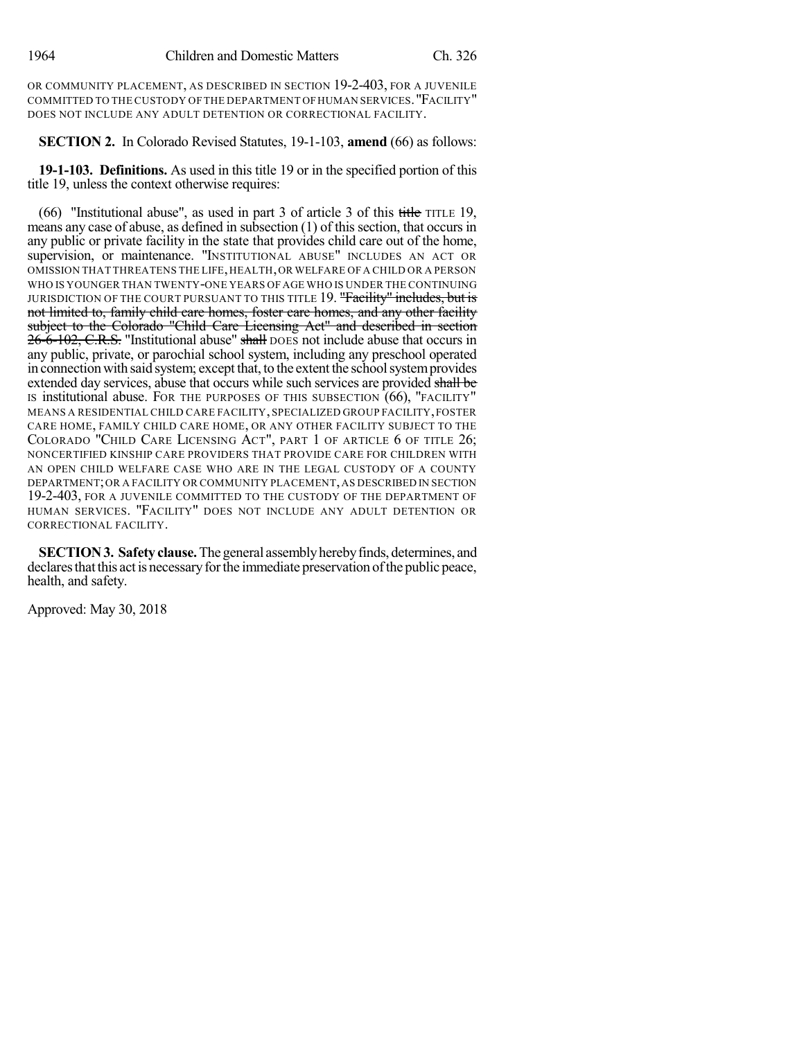OR COMMUNITY PLACEMENT, AS DESCRIBED IN SECTION 19-2-403, FOR A JUVENILE COMMITTED TO THE CUSTODY OF THE DEPARTMENT OF HUMAN SERVICES. "FACILITY" DOES NOT INCLUDE ANY ADULT DETENTION OR CORRECTIONAL FACILITY.

**SECTION 2.** In Colorado Revised Statutes, 19-1-103, **amend** (66) as follows:

**19-1-103. Definitions.** As used in this title 19 or in the specified portion of this title 19, unless the context otherwise requires:

(66) "Institutional abuse", as used in part 3 of article 3 of this ~~title~~ TITLE 19, means any case of abuse, as defined in subsection (1) of this section, that occurs in any public or private facility in the state that provides child care out of the home, supervision, or maintenance. "INSTITUTIONAL ABUSE" INCLUDES AN ACT OR OMISSION THAT THREATENS THE LIFE, HEALTH, OR WELFARE OF A CHILD OR A PERSON WHO IS YOUNGER THAN TWENTY-ONE YEARS OF AGE WHO IS UNDER THE CONTINUING JURISDICTION OF THE COURT PURSUANT TO THIS TITLE 19. ~~"Facility" includes, but is not limited to, family child care homes, foster care homes, and any other facility subject to the Colorado "Child Care Licensing Act" and described in section 26-6-102, C.R.S.~~ "Institutional abuse" ~~shall~~ DOES not include abuse that occurs in any public, private, or parochial school system, including any preschool operated in connection with said system; except that, to the extent the school system provides extended day services, abuse that occurs while such services are provided ~~shall be~~ IS institutional abuse. FOR THE PURPOSES OF THIS SUBSECTION (66), "FACILITY" MEANS A RESIDENTIAL CHILD CARE FACILITY, SPECIALIZED GROUP FACILITY, FOSTER CARE HOME, FAMILY CHILD CARE HOME, OR ANY OTHER FACILITY SUBJECT TO THE COLORADO "CHILD CARE LICENSING ACT", PART 1 OF ARTICLE 6 OF TITLE 26; NONCERTIFIED KINSHIP CARE PROVIDERS THAT PROVIDE CARE FOR CHILDREN WITH AN OPEN CHILD WELFARE CASE WHO ARE IN THE LEGAL CUSTODY OF A COUNTY DEPARTMENT; OR A FACILITY OR COMMUNITY PLACEMENT, AS DESCRIBED IN SECTION 19-2-403, FOR A JUVENILE COMMITTED TO THE CUSTODY OF THE DEPARTMENT OF HUMAN SERVICES. "FACILITY" DOES NOT INCLUDE ANY ADULT DETENTION OR CORRECTIONAL FACILITY.

**SECTION 3. Safety clause.** The general assembly hereby finds, determines, and declares that this act is necessary for the immediate preservation of the public peace, health, and safety.

Approved: May 30, 2018